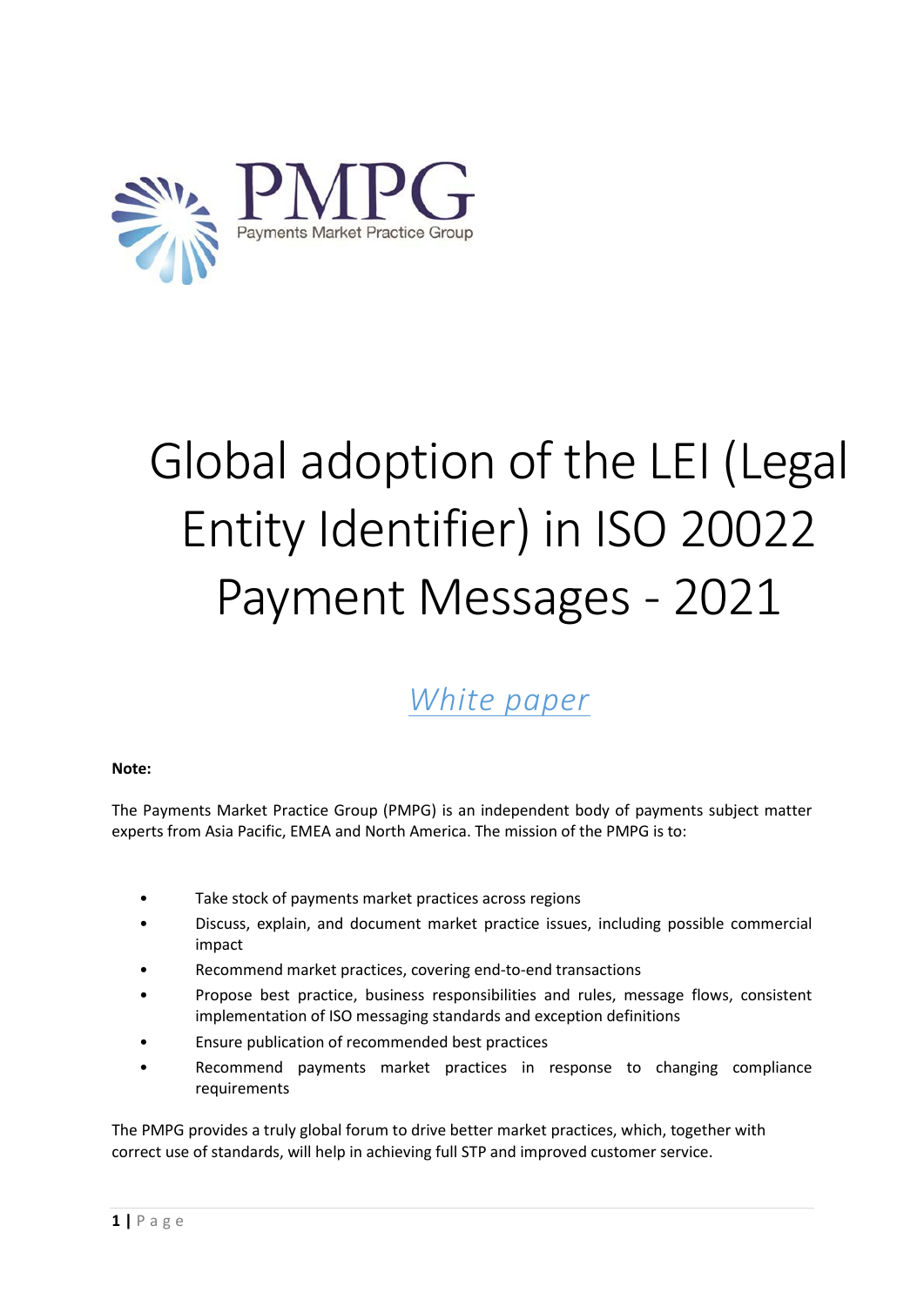PMPG

Payments Market Practice Group

# Global adoption of the LEI (Legal Entity Identifier) in ISO 20022 Payment Messages - 2021

## *White paper*

**Note:**

The Payments Market Practice Group (PMPG) is an independent body of payments subject matter experts from Asia Pacific, EMEA and North America. The mission of the PMPG is to:

- Take stock of payments market practices across regions
- Discuss, explain, and document market practice issues, including possible commercial impact
- Recommend market practices, covering end-to-end transactions
- Propose best practice, business responsibilities and rules, message flows, consistent implementation of ISO messaging standards and exception definitions
- Ensure publication of recommended best practices
- Recommend payments market practices in response to changing compliance requirements

The PMPG provides a truly global forum to drive better market practices, which, together with correct use of standards, will help in achieving full STP and improved customer service.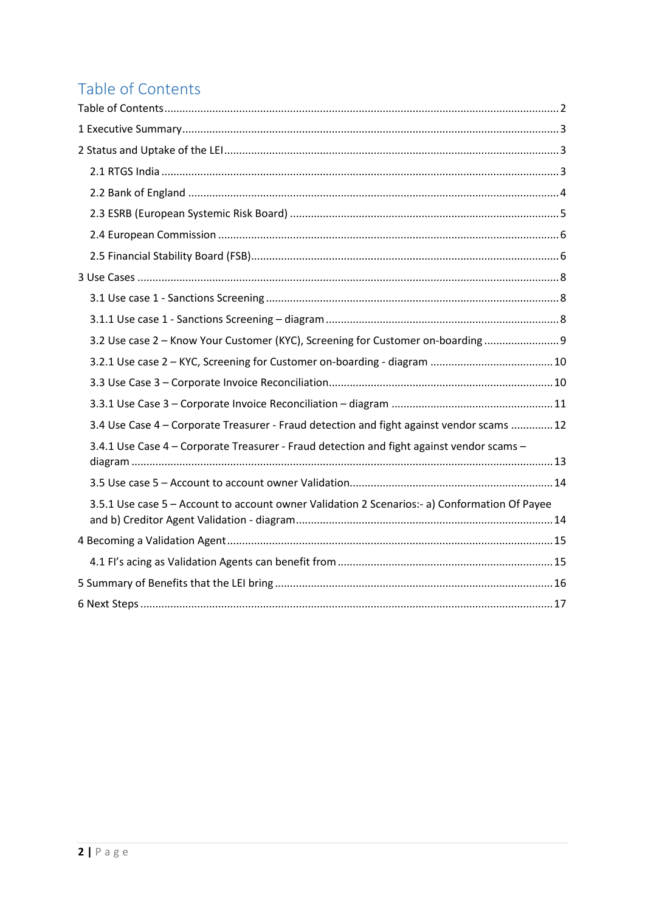# Table of Contents

Table of Contents ... 2

1 Executive Summary ... 3

2 Status and Uptake of the LEI ... 3

- 2.1 RTGS India ... 3
- 2.2 Bank of England ... 4
- 2.3 ESRB (European Systemic Risk Board) ... 5
- 2.4 European Commission ... 6
- 2.5 Financial Stability Board (FSB) ... 6

3 Use Cases ... 8

- 3.1 Use case 1 - Sanctions Screening ... 8
- 3.1.1 Use case 1 - Sanctions Screening – diagram ... 8
- 3.2 Use case 2 – Know Your Customer (KYC), Screening for Customer on-boarding ... 9
- 3.2.1 Use case 2 – KYC, Screening for Customer on-boarding - diagram ... 10
- 3.3 Use Case 3 – Corporate Invoice Reconciliation ... 10
- 3.3.1 Use Case 3 – Corporate Invoice Reconciliation – diagram ... 11
- 3.4 Use Case 4 – Corporate Treasurer - Fraud detection and fight against vendor scams ... 12
- 3.4.1 Use Case 4 – Corporate Treasurer - Fraud detection and fight against vendor scams – diagram ... 13
- 3.5 Use case 5 – Account to account owner Validation ... 14
- 3.5.1 Use case 5 – Account to account owner Validation 2 Scenarios:- a) Conformation Of Payee and b) Creditor Agent Validation - diagram ... 14

4 Becoming a Validation Agent ... 15

- 4.1 FI's acing as Validation Agents can benefit from ... 15

5 Summary of Benefits that the LEI bring ... 16

6 Next Steps ... 17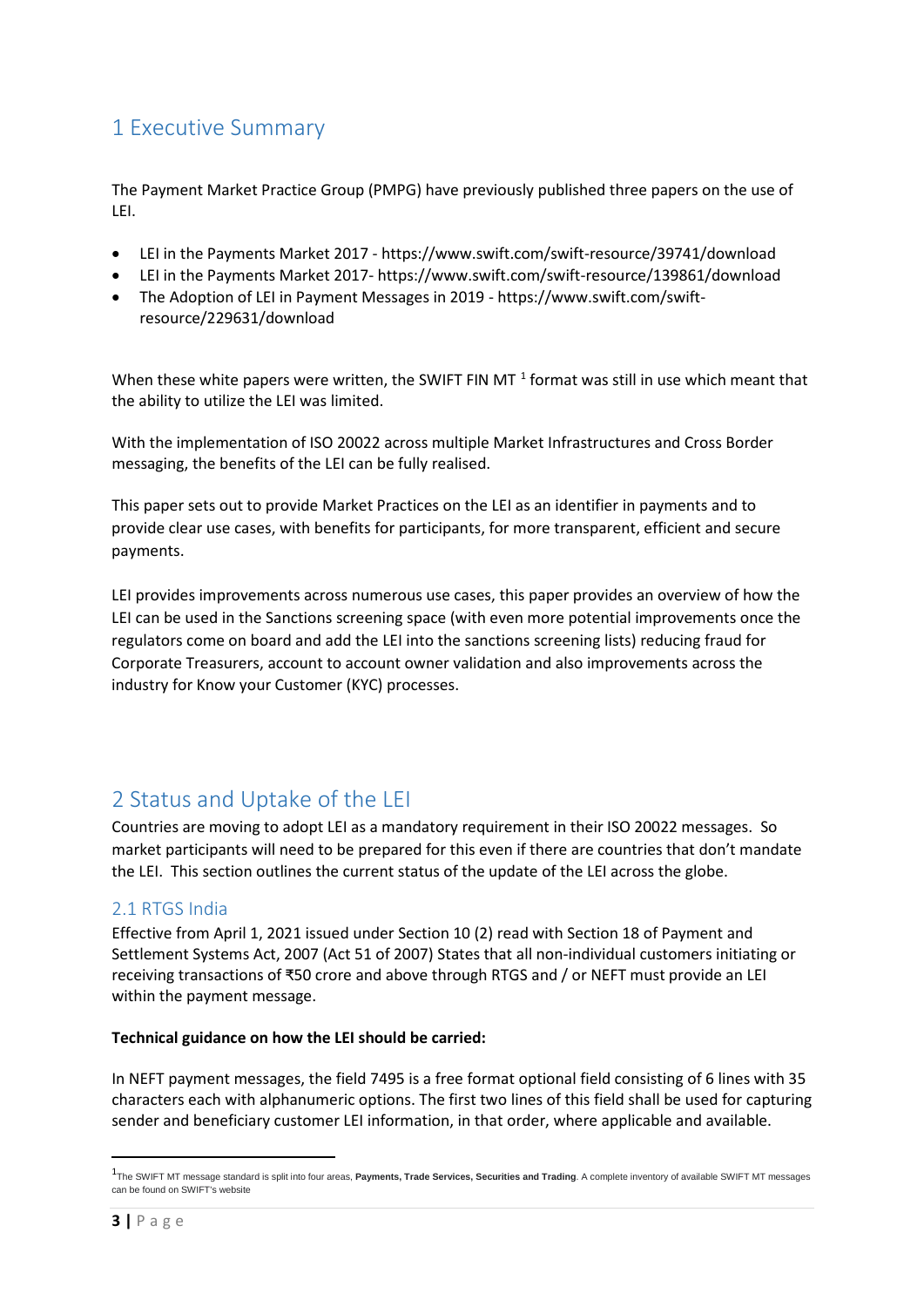# 1 Executive Summary

The Payment Market Practice Group (PMPG) have previously published three papers on the use of LEI.

- LEI in the Payments Market 2017 - https://www.swift.com/swift-resource/39741/download
- LEI in the Payments Market 2017- https://www.swift.com/swift-resource/139861/download
- The Adoption of LEI in Payment Messages in 2019 - https://www.swift.com/swift-resource/229631/download

When these white papers were written, the SWIFT FIN MT [1] format was still in use which meant that the ability to utilize the LEI was limited.

With the implementation of ISO 20022 across multiple Market Infrastructures and Cross Border messaging, the benefits of the LEI can be fully realised.

This paper sets out to provide Market Practices on the LEI as an identifier in payments and to provide clear use cases, with benefits for participants, for more transparent, efficient and secure payments.

LEI provides improvements across numerous use cases, this paper provides an overview of how the LEI can be used in the Sanctions screening space (with even more potential improvements once the regulators come on board and add the LEI into the sanctions screening lists) reducing fraud for Corporate Treasurers, account to account owner validation and also improvements across the industry for Know your Customer (KYC) processes.

# 2 Status and Uptake of the LEI

Countries are moving to adopt LEI as a mandatory requirement in their ISO 20022 messages. So market participants will need to be prepared for this even if there are countries that don't mandate the LEI. This section outlines the current status of the update of the LEI across the globe.

## 2.1 RTGS India

Effective from April 1, 2021 issued under Section 10 (2) read with Section 18 of Payment and Settlement Systems Act, 2007 (Act 51 of 2007) States that all non-individual customers initiating or receiving transactions of ₹50 crore and above through RTGS and / or NEFT must provide an LEI within the payment message.

**Technical guidance on how the LEI should be carried:**

In NEFT payment messages, the field 7495 is a free format optional field consisting of 6 lines with 35 characters each with alphanumeric options. The first two lines of this field shall be used for capturing sender and beneficiary customer LEI information, in that order, where applicable and available.

---

[1] The SWIFT MT message standard is split into four areas, **Payments, Trade Services, Securities and Trading**. A complete inventory of available SWIFT MT messages can be found on SWIFT's website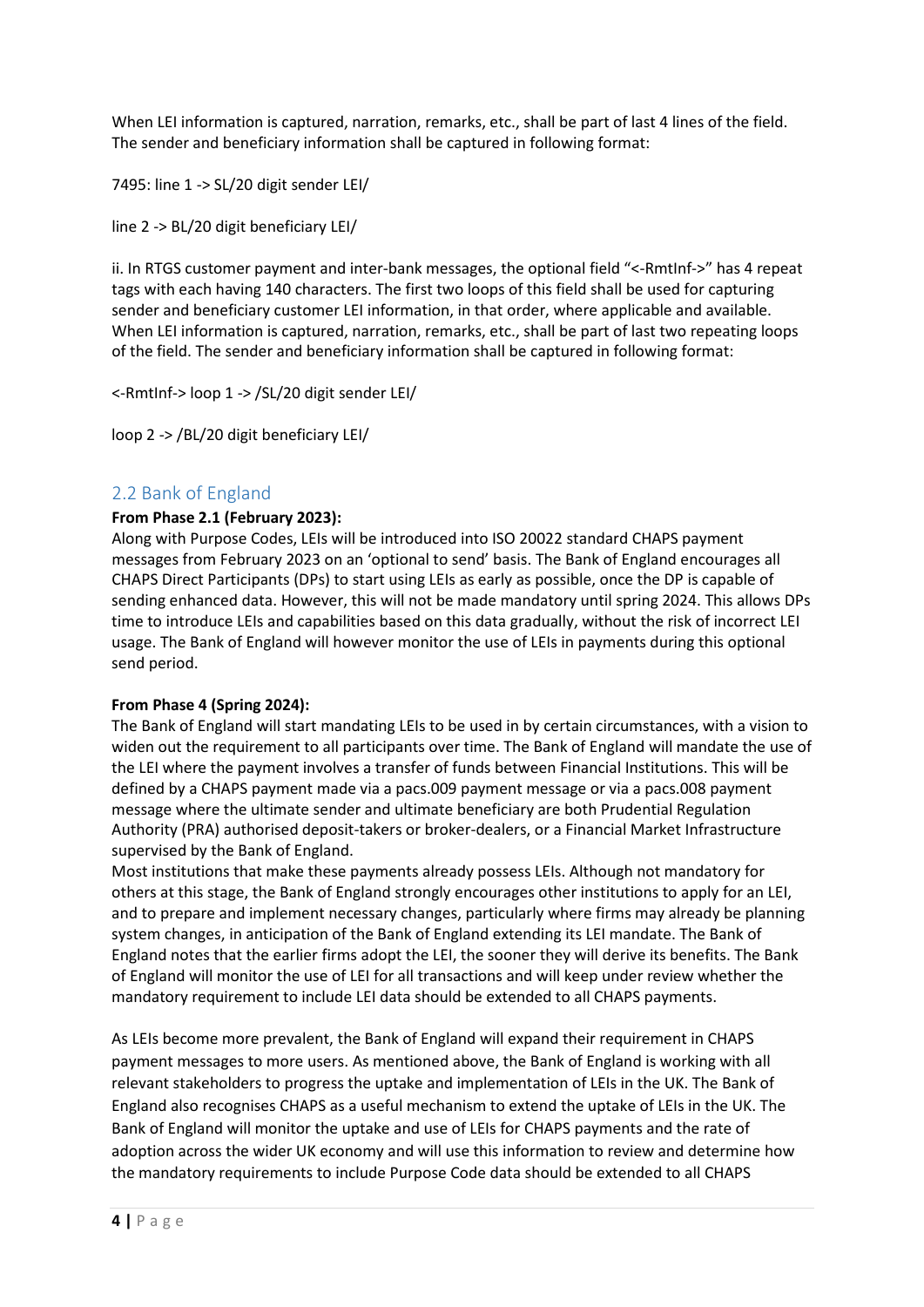When LEI information is captured, narration, remarks, etc., shall be part of last 4 lines of the field. The sender and beneficiary information shall be captured in following format:

7495: line 1 -> SL/20 digit sender LEI/

line 2 -> BL/20 digit beneficiary LEI/

ii. In RTGS customer payment and inter-bank messages, the optional field "<-RmtInf->" has 4 repeat tags with each having 140 characters. The first two loops of this field shall be used for capturing sender and beneficiary customer LEI information, in that order, where applicable and available. When LEI information is captured, narration, remarks, etc., shall be part of last two repeating loops of the field. The sender and beneficiary information shall be captured in following format:

<-RmtInf-> loop 1 -> /SL/20 digit sender LEI/

loop 2 -> /BL/20 digit beneficiary LEI/

## 2.2 Bank of England

**From Phase 2.1 (February 2023):**
Along with Purpose Codes, LEIs will be introduced into ISO 20022 standard CHAPS payment messages from February 2023 on an 'optional to send' basis. The Bank of England encourages all CHAPS Direct Participants (DPs) to start using LEIs as early as possible, once the DP is capable of sending enhanced data. However, this will not be made mandatory until spring 2024. This allows DPs time to introduce LEIs and capabilities based on this data gradually, without the risk of incorrect LEI usage. The Bank of England will however monitor the use of LEIs in payments during this optional send period.

**From Phase 4 (Spring 2024):**
The Bank of England will start mandating LEIs to be used in by certain circumstances, with a vision to widen out the requirement to all participants over time. The Bank of England will mandate the use of the LEI where the payment involves a transfer of funds between Financial Institutions. This will be defined by a CHAPS payment made via a pacs.009 payment message or via a pacs.008 payment message where the ultimate sender and ultimate beneficiary are both Prudential Regulation Authority (PRA) authorised deposit-takers or broker-dealers, or a Financial Market Infrastructure supervised by the Bank of England.
Most institutions that make these payments already possess LEIs. Although not mandatory for others at this stage, the Bank of England strongly encourages other institutions to apply for an LEI, and to prepare and implement necessary changes, particularly where firms may already be planning system changes, in anticipation of the Bank of England extending its LEI mandate. The Bank of England notes that the earlier firms adopt the LEI, the sooner they will derive its benefits. The Bank of England will monitor the use of LEI for all transactions and will keep under review whether the mandatory requirement to include LEI data should be extended to all CHAPS payments.

As LEIs become more prevalent, the Bank of England will expand their requirement in CHAPS payment messages to more users. As mentioned above, the Bank of England is working with all relevant stakeholders to progress the uptake and implementation of LEIs in the UK. The Bank of England also recognises CHAPS as a useful mechanism to extend the uptake of LEIs in the UK. The Bank of England will monitor the uptake and use of LEIs for CHAPS payments and the rate of adoption across the wider UK economy and will use this information to review and determine how the mandatory requirements to include Purpose Code data should be extended to all CHAPS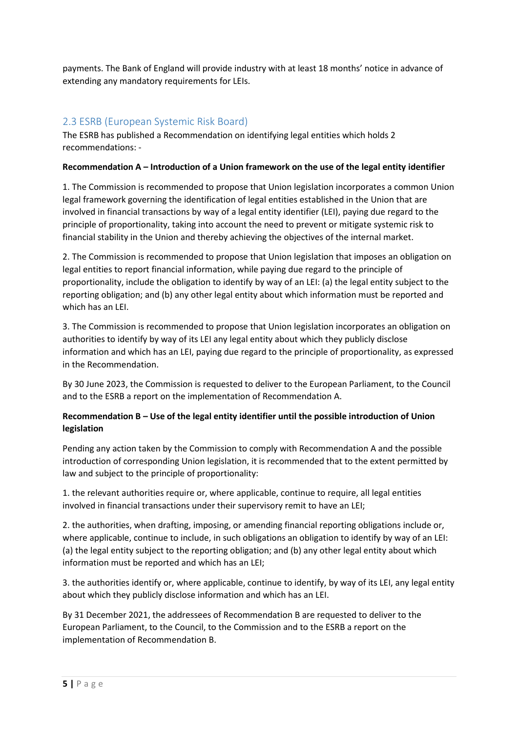payments. The Bank of England will provide industry with at least 18 months' notice in advance of extending any mandatory requirements for LEIs.

## 2.3 ESRB (European Systemic Risk Board)

The ESRB has published a Recommendation on identifying legal entities which holds 2 recommendations: -

**Recommendation A – Introduction of a Union framework on the use of the legal entity identifier**

1. The Commission is recommended to propose that Union legislation incorporates a common Union legal framework governing the identification of legal entities established in the Union that are involved in financial transactions by way of a legal entity identifier (LEI), paying due regard to the principle of proportionality, taking into account the need to prevent or mitigate systemic risk to financial stability in the Union and thereby achieving the objectives of the internal market.

2. The Commission is recommended to propose that Union legislation that imposes an obligation on legal entities to report financial information, while paying due regard to the principle of proportionality, include the obligation to identify by way of an LEI: (a) the legal entity subject to the reporting obligation; and (b) any other legal entity about which information must be reported and which has an LEI.

3. The Commission is recommended to propose that Union legislation incorporates an obligation on authorities to identify by way of its LEI any legal entity about which they publicly disclose information and which has an LEI, paying due regard to the principle of proportionality, as expressed in the Recommendation.

By 30 June 2023, the Commission is requested to deliver to the European Parliament, to the Council and to the ESRB a report on the implementation of Recommendation A.

**Recommendation B – Use of the legal entity identifier until the possible introduction of Union legislation**

Pending any action taken by the Commission to comply with Recommendation A and the possible introduction of corresponding Union legislation, it is recommended that to the extent permitted by law and subject to the principle of proportionality:

1. the relevant authorities require or, where applicable, continue to require, all legal entities involved in financial transactions under their supervisory remit to have an LEI;

2. the authorities, when drafting, imposing, or amending financial reporting obligations include or, where applicable, continue to include, in such obligations an obligation to identify by way of an LEI: (a) the legal entity subject to the reporting obligation; and (b) any other legal entity about which information must be reported and which has an LEI;

3. the authorities identify or, where applicable, continue to identify, by way of its LEI, any legal entity about which they publicly disclose information and which has an LEI.

By 31 December 2021, the addressees of Recommendation B are requested to deliver to the European Parliament, to the Council, to the Commission and to the ESRB a report on the implementation of Recommendation B.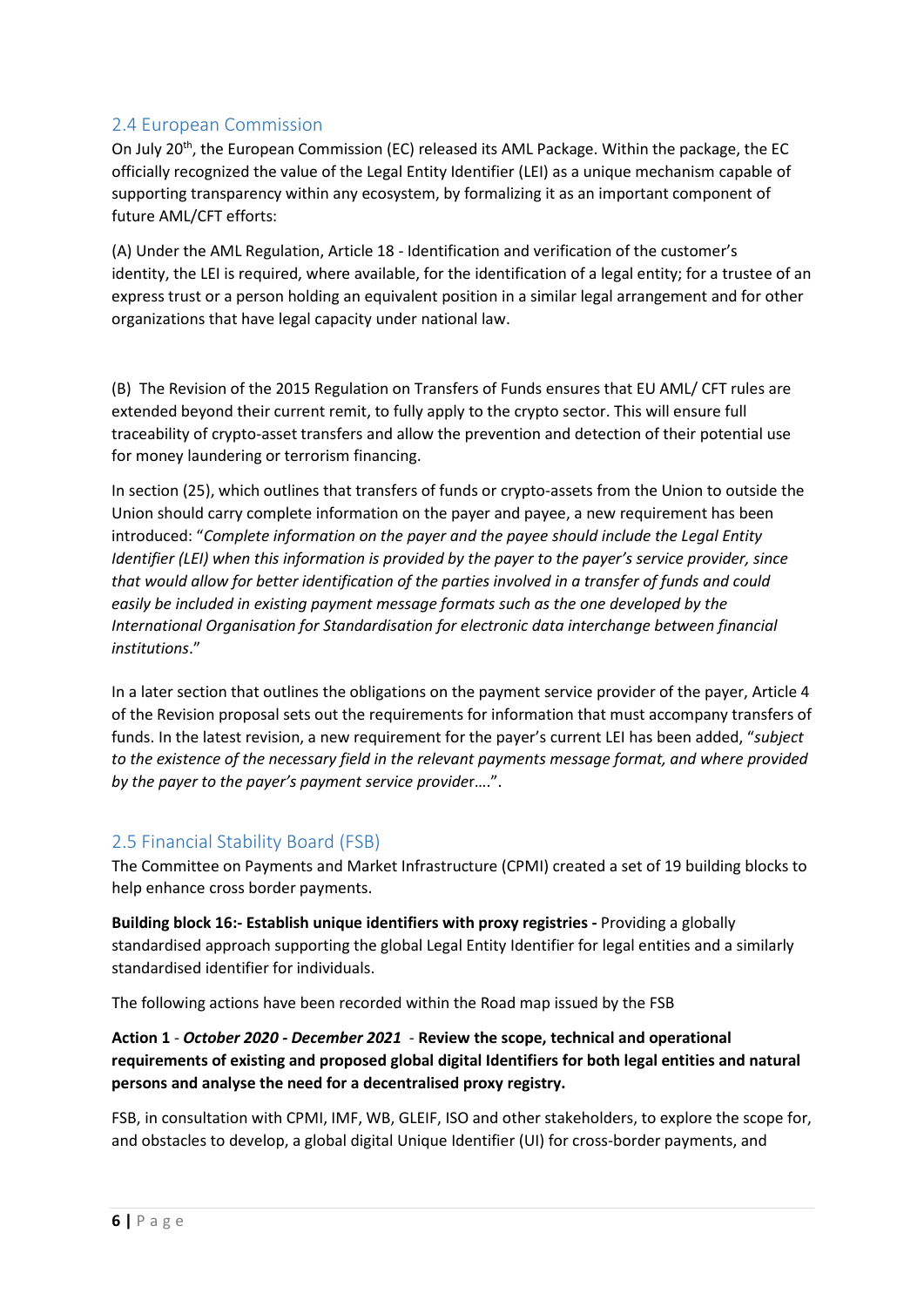## 2.4 European Commission

On July 20th, the European Commission (EC) released its AML Package. Within the package, the EC officially recognized the value of the Legal Entity Identifier (LEI) as a unique mechanism capable of supporting transparency within any ecosystem, by formalizing it as an important component of future AML/CFT efforts:

(A) Under the AML Regulation, Article 18 - Identification and verification of the customer's identity, the LEI is required, where available, for the identification of a legal entity; for a trustee of an express trust or a person holding an equivalent position in a similar legal arrangement and for other organizations that have legal capacity under national law.

(B) The Revision of the 2015 Regulation on Transfers of Funds ensures that EU AML/ CFT rules are extended beyond their current remit, to fully apply to the crypto sector. This will ensure full traceability of crypto-asset transfers and allow the prevention and detection of their potential use for money laundering or terrorism financing.

In section (25), which outlines that transfers of funds or crypto-assets from the Union to outside the Union should carry complete information on the payer and payee, a new requirement has been introduced: "*Complete information on the payer and the payee should include the Legal Entity Identifier (LEI) when this information is provided by the payer to the payer's service provider, since that would allow for better identification of the parties involved in a transfer of funds and could easily be included in existing payment message formats such as the one developed by the International Organisation for Standardisation for electronic data interchange between financial institutions*."

In a later section that outlines the obligations on the payment service provider of the payer, Article 4 of the Revision proposal sets out the requirements for information that must accompany transfers of funds. In the latest revision, a new requirement for the payer's current LEI has been added, "*subject to the existence of the necessary field in the relevant payments message format, and where provided by the payer to the payer's payment service provider*….".

## 2.5 Financial Stability Board (FSB)

The Committee on Payments and Market Infrastructure (CPMI) created a set of 19 building blocks to help enhance cross border payments.

**Building block 16:- Establish unique identifiers with proxy registries -** Providing a globally standardised approach supporting the global Legal Entity Identifier for legal entities and a similarly standardised identifier for individuals.

The following actions have been recorded within the Road map issued by the FSB

**Action 1** - ***October 2020 - December 2021*** - **Review the scope, technical and operational requirements of existing and proposed global digital Identifiers for both legal entities and natural persons and analyse the need for a decentralised proxy registry.**

FSB, in consultation with CPMI, IMF, WB, GLEIF, ISO and other stakeholders, to explore the scope for, and obstacles to develop, a global digital Unique Identifier (UI) for cross-border payments, and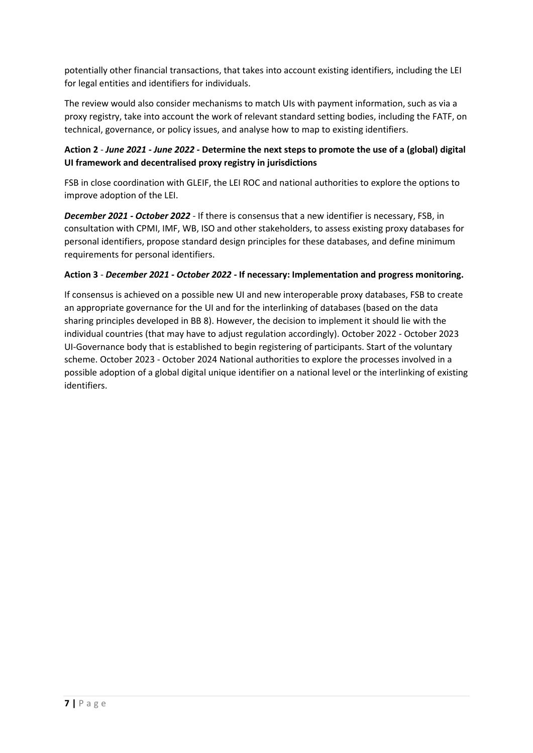potentially other financial transactions, that takes into account existing identifiers, including the LEI for legal entities and identifiers for individuals.

The review would also consider mechanisms to match UIs with payment information, such as via a proxy registry, take into account the work of relevant standard setting bodies, including the FATF, on technical, governance, or policy issues, and analyse how to map to existing identifiers.

**Action 2** - ***June 2021 - June 2022*** **- Determine the next steps to promote the use of a (global) digital UI framework and decentralised proxy registry in jurisdictions**

FSB in close coordination with GLEIF, the LEI ROC and national authorities to explore the options to improve adoption of the LEI.

***December 2021 - October 2022*** - If there is consensus that a new identifier is necessary, FSB, in consultation with CPMI, IMF, WB, ISO and other stakeholders, to assess existing proxy databases for personal identifiers, propose standard design principles for these databases, and define minimum requirements for personal identifiers.

**Action 3** - ***December 2021 - October 2022*** **- If necessary: Implementation and progress monitoring.**

If consensus is achieved on a possible new UI and new interoperable proxy databases, FSB to create an appropriate governance for the UI and for the interlinking of databases (based on the data sharing principles developed in BB 8). However, the decision to implement it should lie with the individual countries (that may have to adjust regulation accordingly). October 2022 - October 2023 UI-Governance body that is established to begin registering of participants. Start of the voluntary scheme. October 2023 - October 2024 National authorities to explore the processes involved in a possible adoption of a global digital unique identifier on a national level or the interlinking of existing identifiers.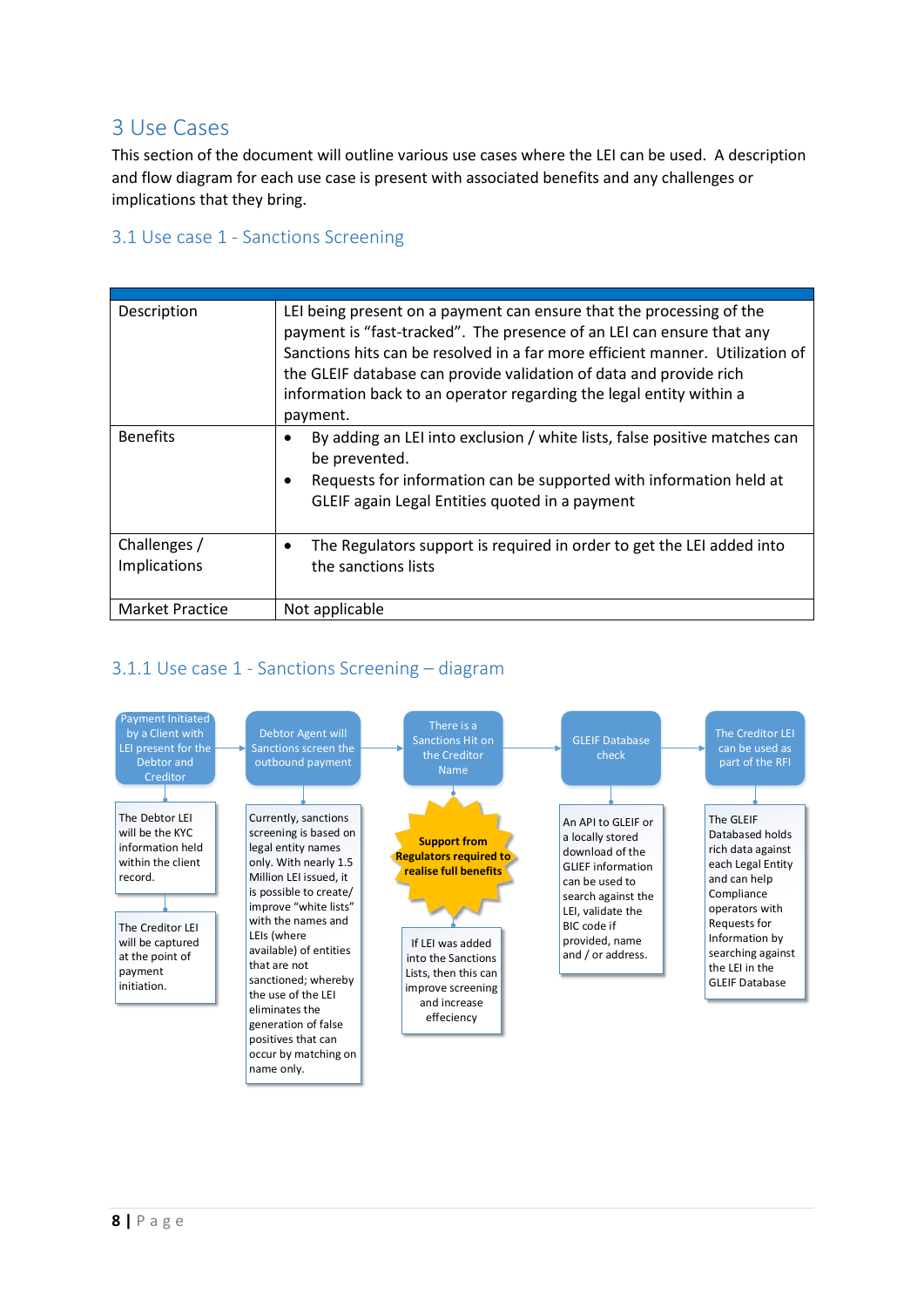# 3 Use Cases

This section of the document will outline various use cases where the LEI can be used. A description and flow diagram for each use case is present with associated benefits and any challenges or implications that they bring.

## 3.1 Use case 1 - Sanctions Screening

| | |
|---|---|
| Description | LEI being present on a payment can ensure that the processing of the payment is "fast-tracked". The presence of an LEI can ensure that any Sanctions hits can be resolved in a far more efficient manner. Utilization of the GLEIF database can provide validation of data and provide rich information back to an operator regarding the legal entity within a payment. |
| Benefits | • By adding an LEI into exclusion / white lists, false positive matches can be prevented.<br>• Requests for information can be supported with information held at GLEIF again Legal Entities quoted in a payment |
| Challenges / Implications | • The Regulators support is required in order to get the LEI added into the sanctions lists |
| Market Practice | Not applicable |

### 3.1.1 Use case 1 - Sanctions Screening – diagram

Payment Initiated by a Client with LEI present for the Debtor and Creditor → Debtor Agent will Sanctions screen the outbound payment → There is a Sanctions Hit on the Creditor Name → GLEIF Database check → The Creditor LEI can be used as part of the RFI

Payment Initiated by a Client with LEI present for the Debtor and Creditor:
- The Debtor LEI will be the KYC information held within the client record.
- The Creditor LEI will be captured at the point of payment initiation.

Debtor Agent will Sanctions screen the outbound payment:
- Currently, sanctions screening is based on legal entity names only. With nearly 1.5 Million LEI issued, it is possible to create/ improve "white lists" with the names and LEIs (where available) of entities that are not sanctioned; whereby the use of the LEI eliminates the generation of false positives that can occur by matching on name only.

There is a Sanctions Hit on the Creditor Name:
- **Support from Regulators required to realise full benefits**
- If LEI was added into the Sanctions Lists, then this can improve screening and increase effeciency

GLEIF Database check:
- An API to GLEIF or a locally stored download of the GLIEF information can be used to search against the LEI, validate the BIC code if provided, name and / or address.

The Creditor LEI can be used as part of the RFI:
- The GLEIF Databased holds rich data against each Legal Entity and can help Compliance operators with Requests for Information by searching against the LEI in the GLEIF Database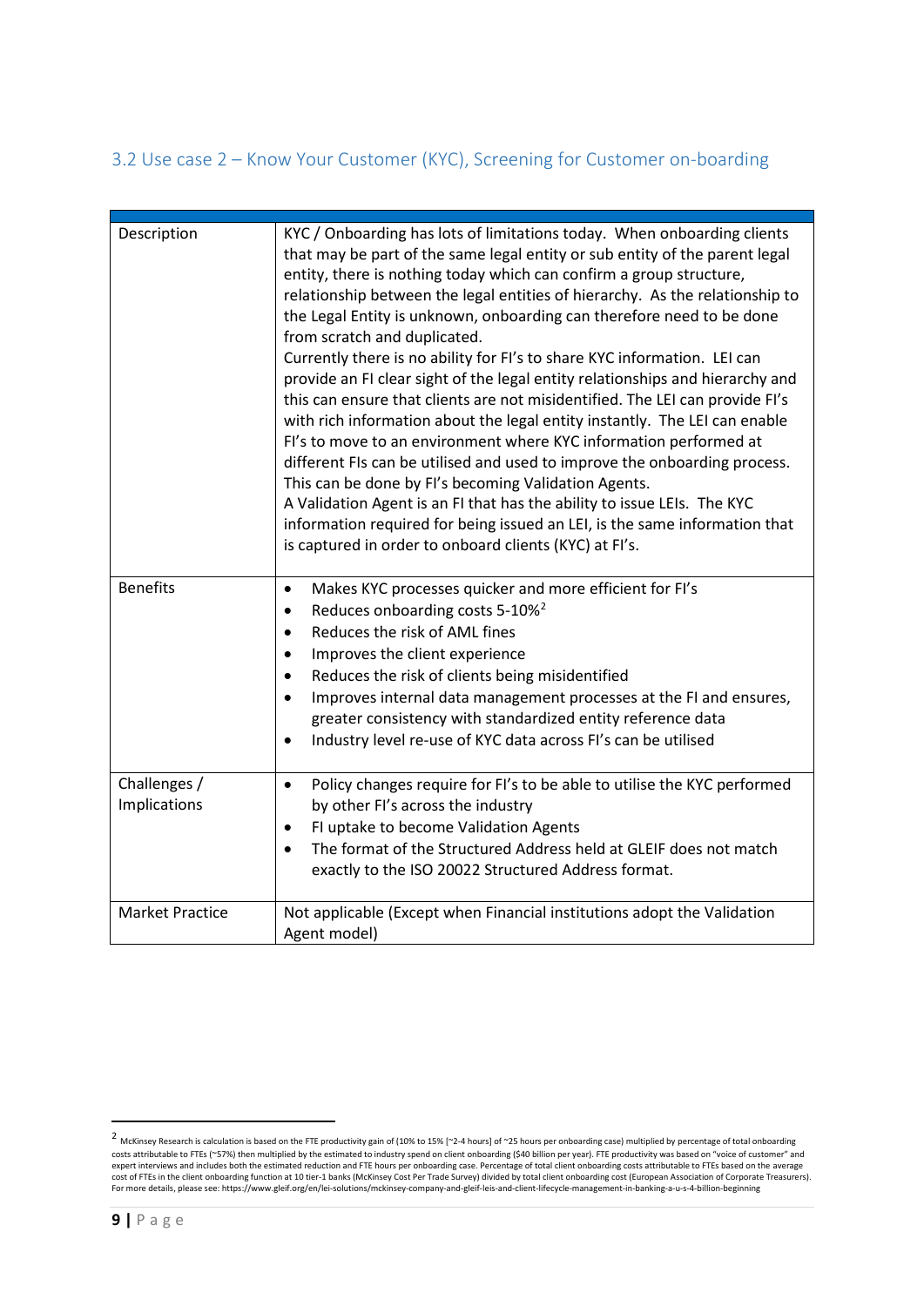### 3.2 Use case 2 – Know Your Customer (KYC), Screening for Customer on-boarding

| | |
|---|---|
| Description | KYC / Onboarding has lots of limitations today. When onboarding clients that may be part of the same legal entity or sub entity of the parent legal entity, there is nothing today which can confirm a group structure, relationship between the legal entities of hierarchy. As the relationship to the Legal Entity is unknown, onboarding can therefore need to be done from scratch and duplicated.<br>Currently there is no ability for FI's to share KYC information. LEI can provide an FI clear sight of the legal entity relationships and hierarchy and this can ensure that clients are not misidentified. The LEI can provide FI's with rich information about the legal entity instantly. The LEI can enable FI's to move to an environment where KYC information performed at different FIs can be utilised and used to improve the onboarding process. This can be done by FI's becoming Validation Agents.<br>A Validation Agent is an FI that has the ability to issue LEIs. The KYC information required for being issued an LEI, is the same information that is captured in order to onboard clients (KYC) at FI's. |
| Benefits | • Makes KYC processes quicker and more efficient for FI's<br>• Reduces onboarding costs 5-10%[2]<br>• Reduces the risk of AML fines<br>• Improves the client experience<br>• Reduces the risk of clients being misidentified<br>• Improves internal data management processes at the FI and ensures, greater consistency with standardized entity reference data<br>• Industry level re-use of KYC data across FI's can be utilised |
| Challenges / Implications | • Policy changes require for FI's to be able to utilise the KYC performed by other FI's across the industry<br>• FI uptake to become Validation Agents<br>• The format of the Structured Address held at GLEIF does not match exactly to the ISO 20022 Structured Address format. |
| Market Practice | Not applicable (Except when Financial institutions adopt the Validation Agent model) |

[2] McKinsey Research is calculation is based on the FTE productivity gain of (10% to 15% [~2-4 hours] of ~25 hours per onboarding case) multiplied by percentage of total onboarding costs attributable to FTEs (~57%) then multiplied by the estimated to industry spend on client onboarding ($40 billion per year). FTE productivity was based on "voice of customer" and expert interviews and includes both the estimated reduction and FTE hours per onboarding case. Percentage of total client onboarding costs attributable to FTEs based on the average cost of FTEs in the client onboarding function at 10 tier-1 banks (McKinsey Cost Per Trade Survey) divided by total client onboarding cost (European Association of Corporate Treasurers). For more details, please see: https://www.gleif.org/en/lei-solutions/mckinsey-company-and-gleif-leis-and-client-lifecycle-management-in-banking-a-u-s-4-billion-beginning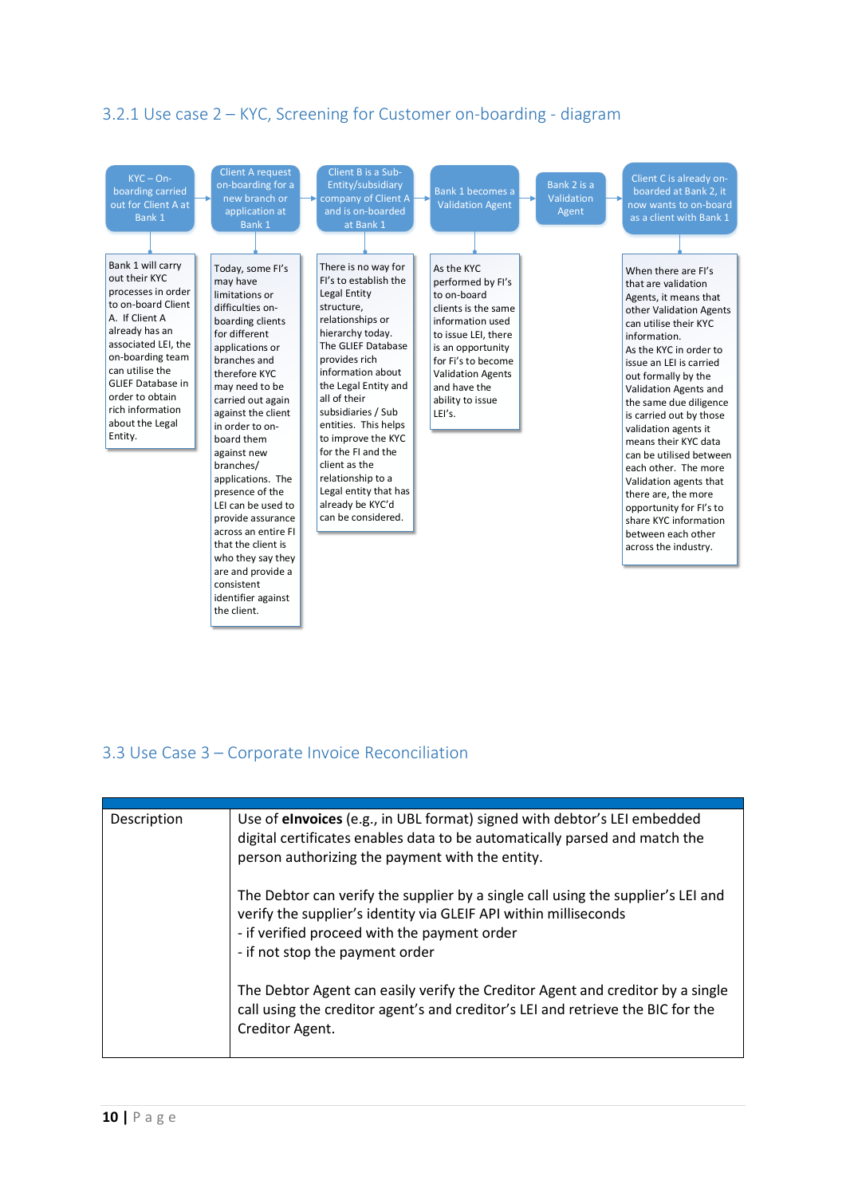### 3.2.1 Use case 2 – KYC, Screening for Customer on-boarding - diagram

**KYC – On-boarding carried out for Client A at Bank 1** → **Client A request on-boarding for a new branch or application at Bank 1** → **Client B is a Sub-Entity/subsidiary company of Client A and is on-boarded at Bank 1** → **Bank 1 becomes a Validation Agent** → **Bank 2 is a Validation Agent** → **Client C is already on-boarded at Bank 2, it now wants to on-board as a client with Bank 1**

- **KYC – On-boarding carried out for Client A at Bank 1:** Bank 1 will carry out their KYC processes in order to on-board Client A. If Client A already has an associated LEI, the on-boarding team can utilise the GLIEF Database in order to obtain rich information about the Legal Entity.
- **Client A request on-boarding for a new branch or application at Bank 1:** Today, some FI's may have limitations or difficulties on-boarding clients for different applications or branches and therefore KYC may need to be carried out again against the client in order to on-board them against new branches/ applications. The presence of the LEI can be used to provide assurance across an entire FI that the client is who they say they are and provide a consistent identifier against the client.
- **Client B is a Sub-Entity/subsidiary company of Client A and is on-boarded at Bank 1:** There is no way for FI's to establish the Legal Entity structure, relationships or hierarchy today. The GLIEF Database provides rich information about the Legal Entity and all of their subsidiaries / Sub entities. This helps to improve the KYC for the FI and the client as the relationship to a Legal entity that has already be KYC'd can be considered.
- **Bank 1 becomes a Validation Agent:** As the KYC performed by FI's to on-board clients is the same information used to issue LEI, there is an opportunity for FI's to become Validation Agents and have the ability to issue LEI's.
- **Client C is already on-boarded at Bank 2, it now wants to on-board as a client with Bank 1:** When there are FI's that are validation Agents, it means that other Validation Agents can utilise their KYC information. As the KYC in order to issue an LEI is carried out formally by the Validation Agents and the same due diligence is carried out by those validation agents it means their KYC data can be utilised between each other. The more Validation agents that there are, the more opportunity for FI's to share KYC information between each other across the industry.

## 3.3 Use Case 3 – Corporate Invoice Reconciliation

| | |
|---|---|
| Description | Use of **eInvoices** (e.g., in UBL format) signed with debtor's LEI embedded digital certificates enables data to be automatically parsed and match the person authorizing the payment with the entity.<br><br>The Debtor can verify the supplier by a single call using the supplier's LEI and verify the supplier's identity via GLEIF API within milliseconds<br>- if verified proceed with the payment order<br>- if not stop the payment order<br><br>The Debtor Agent can easily verify the Creditor Agent and creditor by a single call using the creditor agent's and creditor's LEI and retrieve the BIC for the Creditor Agent. |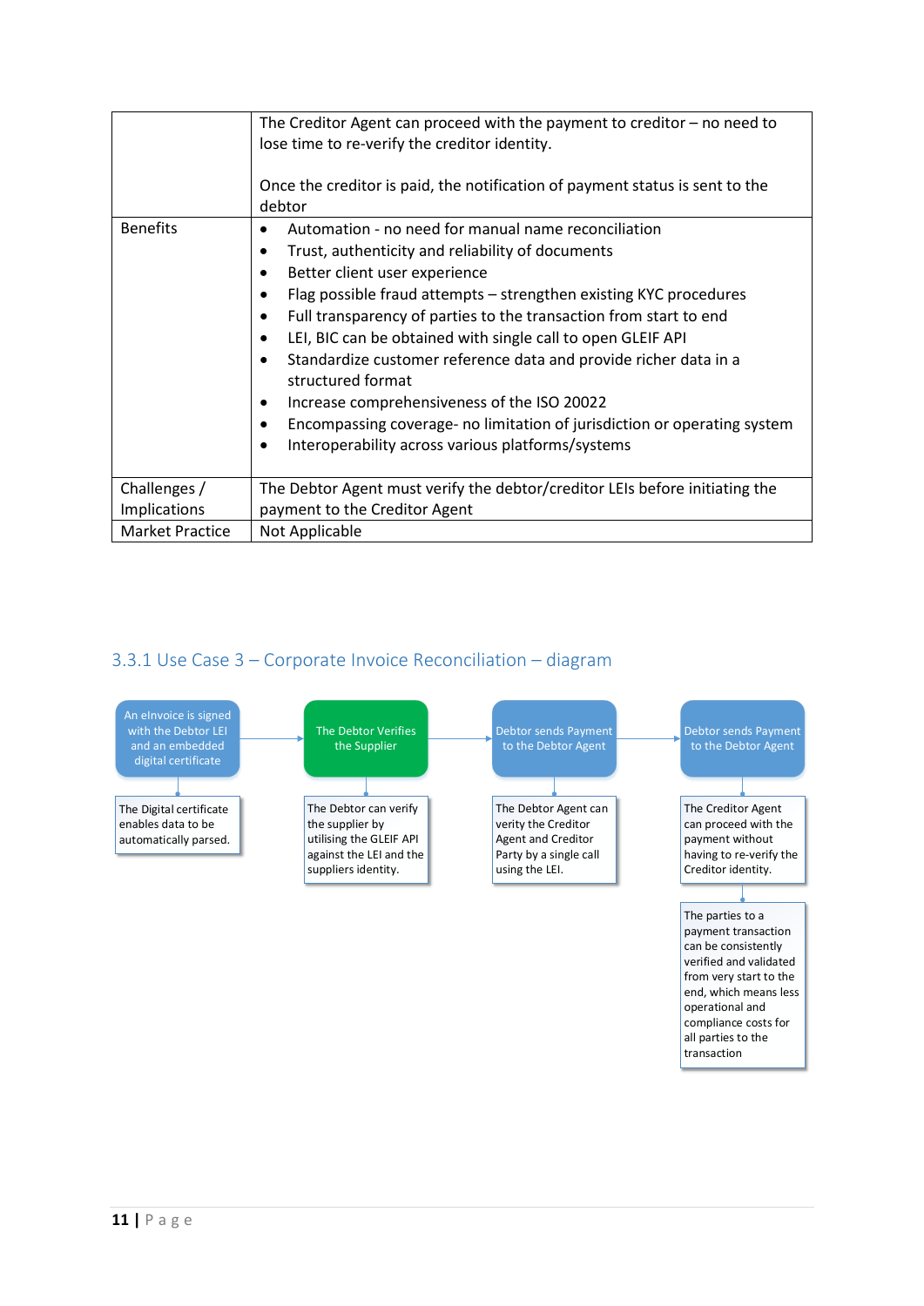| | |
|---|---|
| | The Creditor Agent can proceed with the payment to creditor – no need to lose time to re-verify the creditor identity.<br><br>Once the creditor is paid, the notification of payment status is sent to the debtor |
| Benefits | • Automation - no need for manual name reconciliation<br>• Trust, authenticity and reliability of documents<br>• Better client user experience<br>• Flag possible fraud attempts – strengthen existing KYC procedures<br>• Full transparency of parties to the transaction from start to end<br>• LEI, BIC can be obtained with single call to open GLEIF API<br>• Standardize customer reference data and provide richer data in a structured format<br>• Increase comprehensiveness of the ISO 20022<br>• Encompassing coverage- no limitation of jurisdiction or operating system<br>• Interoperability across various platforms/systems |
| Challenges / Implications | The Debtor Agent must verify the debtor/creditor LEIs before initiating the payment to the Creditor Agent |
| Market Practice | Not Applicable |

## 3.3.1 Use Case 3 – Corporate Invoice Reconciliation – diagram

An eInvoice is signed with the Debtor LEI and an embedded digital certificate → The Debtor Verifies the Supplier → Debtor sends Payment to the Debtor Agent → Debtor sends Payment to the Debtor Agent

- An eInvoice is signed with the Debtor LEI and an embedded digital certificate: The Digital certificate enables data to be automatically parsed.
- The Debtor Verifies the Supplier: The Debtor can verify the supplier by utilising the GLEIF API against the LEI and the suppliers identity.
- Debtor sends Payment to the Debtor Agent: The Debtor Agent can verity the Creditor Agent and Creditor Party by a single call using the LEI.
- Debtor sends Payment to the Debtor Agent: The Creditor Agent can proceed with the payment without having to re-verify the Creditor identity. → The parties to a payment transaction can be consistently verified and validated from very start to the end, which means less operational and compliance costs for all parties to the transaction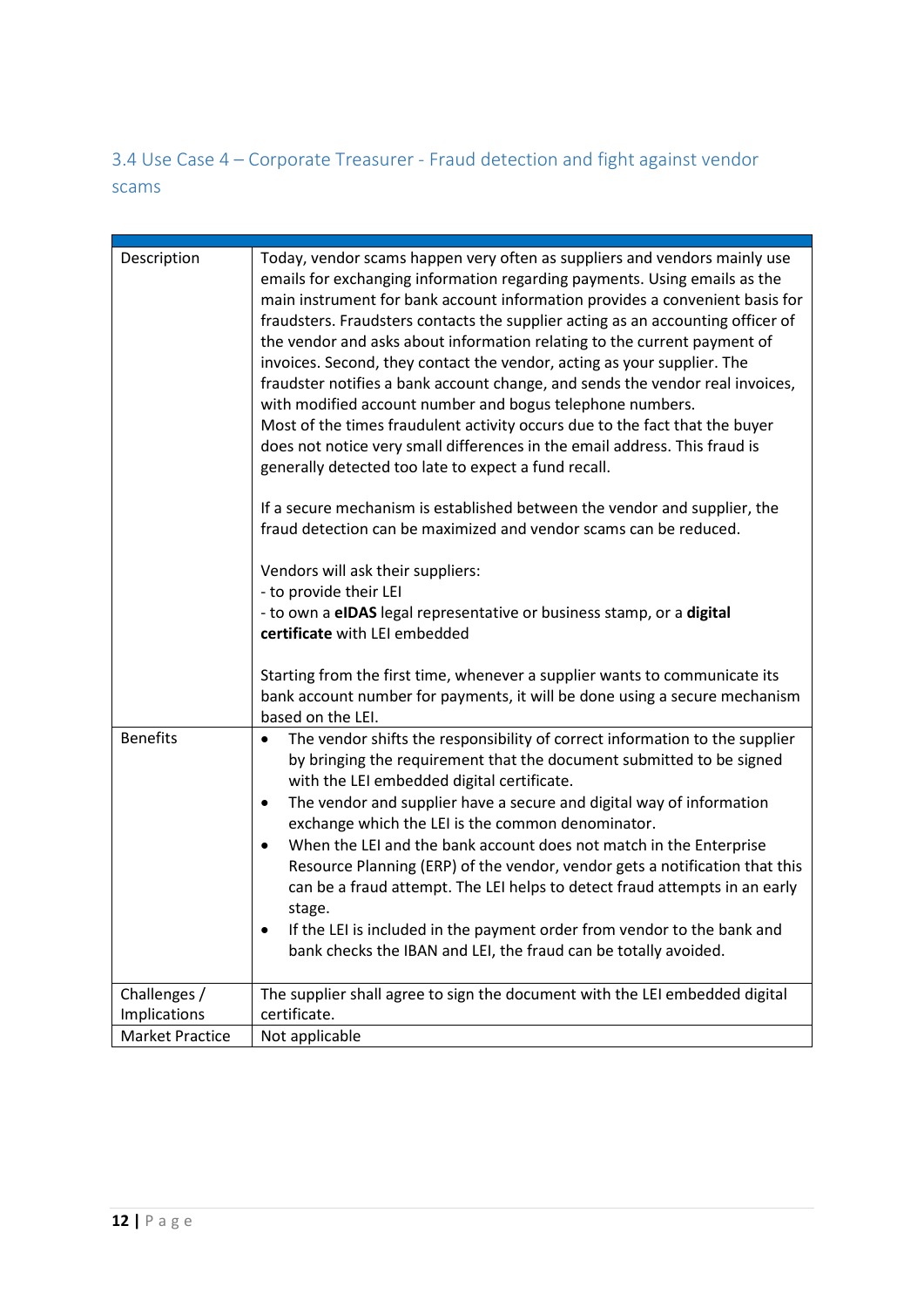## 3.4 Use Case 4 – Corporate Treasurer - Fraud detection and fight against vendor scams

| | |
|---|---|
| Description | Today, vendor scams happen very often as suppliers and vendors mainly use emails for exchanging information regarding payments. Using emails as the main instrument for bank account information provides a convenient basis for fraudsters. Fraudsters contacts the supplier acting as an accounting officer of the vendor and asks about information relating to the current payment of invoices. Second, they contact the vendor, acting as your supplier. The fraudster notifies a bank account change, and sends the vendor real invoices, with modified account number and bogus telephone numbers.<br>Most of the times fraudulent activity occurs due to the fact that the buyer does not notice very small differences in the email address. This fraud is generally detected too late to expect a fund recall.<br><br>If a secure mechanism is established between the vendor and supplier, the fraud detection can be maximized and vendor scams can be reduced.<br><br>Vendors will ask their suppliers:<br>- to provide their LEI<br>- to own a **eIDAS** legal representative or business stamp, or a **digital certificate** with LEI embedded<br><br>Starting from the first time, whenever a supplier wants to communicate its bank account number for payments, it will be done using a secure mechanism based on the LEI. |
| Benefits | • The vendor shifts the responsibility of correct information to the supplier by bringing the requirement that the document submitted to be signed with the LEI embedded digital certificate.<br>• The vendor and supplier have a secure and digital way of information exchange which the LEI is the common denominator.<br>• When the LEI and the bank account does not match in the Enterprise Resource Planning (ERP) of the vendor, vendor gets a notification that this can be a fraud attempt. The LEI helps to detect fraud attempts in an early stage.<br>• If the LEI is included in the payment order from vendor to the bank and bank checks the IBAN and LEI, the fraud can be totally avoided. |
| Challenges / Implications | The supplier shall agree to sign the document with the LEI embedded digital certificate. |
| Market Practice | Not applicable |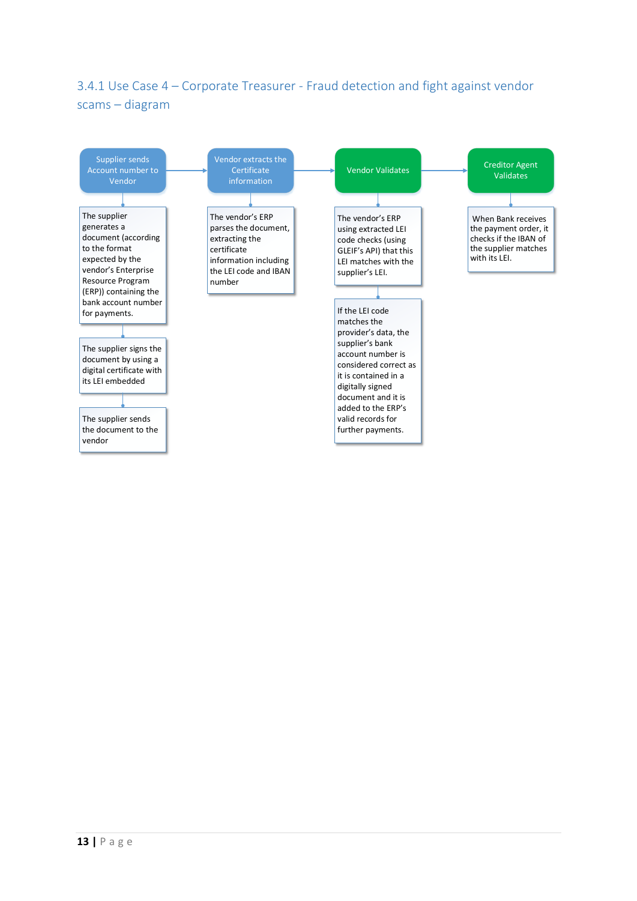### 3.4.1 Use Case 4 – Corporate Treasurer - Fraud detection and fight against vendor scams – diagram

**Supplier sends Account number to Vendor** → **Vendor extracts the Certificate information** → **Vendor Validates** → **Creditor Agent Validates**

**Supplier sends Account number to Vendor**

- The supplier generates a document (according to the format expected by the vendor's Enterprise Resource Program (ERP)) containing the bank account number for payments.
- The supplier signs the document by using a digital certificate with its LEI embedded
- The supplier sends the document to the vendor

**Vendor extracts the Certificate information**

- The vendor's ERP parses the document, extracting the certificate information including the LEI code and IBAN number

**Vendor Validates**

- The vendor's ERP using extracted LEI code checks (using GLEIF's API) that this LEI matches with the supplier's LEI.
- If the LEI code matches the provider's data, the supplier's bank account number is considered correct as it is contained in a digitally signed document and it is added to the ERP's valid records for further payments.

**Creditor Agent Validates**

- When Bank receives the payment order, it checks if the IBAN of the supplier matches with its LEI.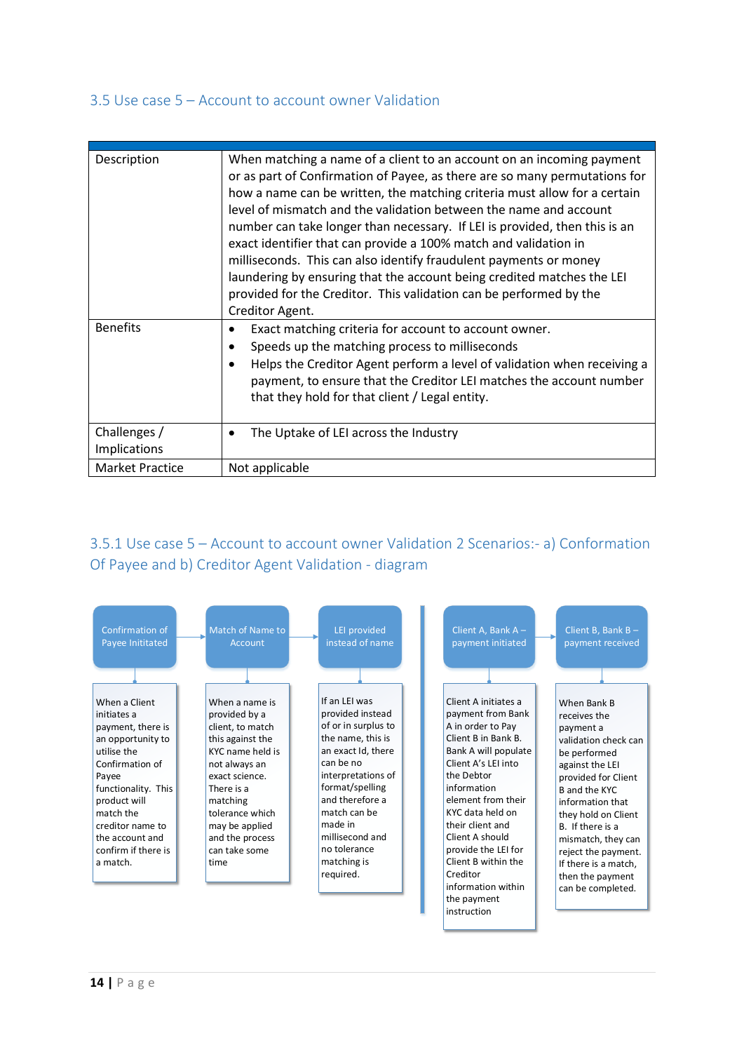## 3.5 Use case 5 – Account to account owner Validation

| | |
|---|---|
| Description | When matching a name of a client to an account on an incoming payment or as part of Confirmation of Payee, as there are so many permutations for how a name can be written, the matching criteria must allow for a certain level of mismatch and the validation between the name and account number can take longer than necessary. If LEI is provided, then this is an exact identifier that can provide a 100% match and validation in milliseconds. This can also identify fraudulent payments or money laundering by ensuring that the account being credited matches the LEI provided for the Creditor. This validation can be performed by the Creditor Agent. |
| Benefits | • Exact matching criteria for account to account owner.<br>• Speeds up the matching process to milliseconds<br>• Helps the Creditor Agent perform a level of validation when receiving a payment, to ensure that the Creditor LEI matches the account number that they hold for that client / Legal entity. |
| Challenges / Implications | • The Uptake of LEI across the Industry |
| Market Practice | Not applicable |

## 3.5.1 Use case 5 – Account to account owner Validation 2 Scenarios:- a) Conformation Of Payee and b) Creditor Agent Validation - diagram

**Confirmation of Payee Inititated**

When a Client initiates a payment, there is an opportunity to utilise the Confirmation of Payee functionality. This product will match the creditor name to the account and confirm if there is a match.

**Match of Name to Account**

When a name is provided by a client, to match this against the KYC name held is not always an exact science. There is a matching tolerance which may be applied and the process can take some time

**LEI provided instead of name**

If an LEI was provided instead of or in surplus to the name, this is an exact Id, there can be no interpretations of format/spelling and therefore a match can be made in millisecond and no tolerance matching is required.

**Client A, Bank A – payment initiated**

Client A initiates a payment from Bank A in order to Pay Client B in Bank B. Bank A will populate Client A's LEI into the Debtor information element from their KYC data held on their client and Client A should provide the LEI for Client B within the Creditor information within the payment instruction

**Client B, Bank B – payment received**

When Bank B receives the payment a validation check can be performed against the LEI provided for Client B and the KYC information that they hold on Client B. If there is a mismatch, they can reject the payment. If there is a match, then the payment can be completed.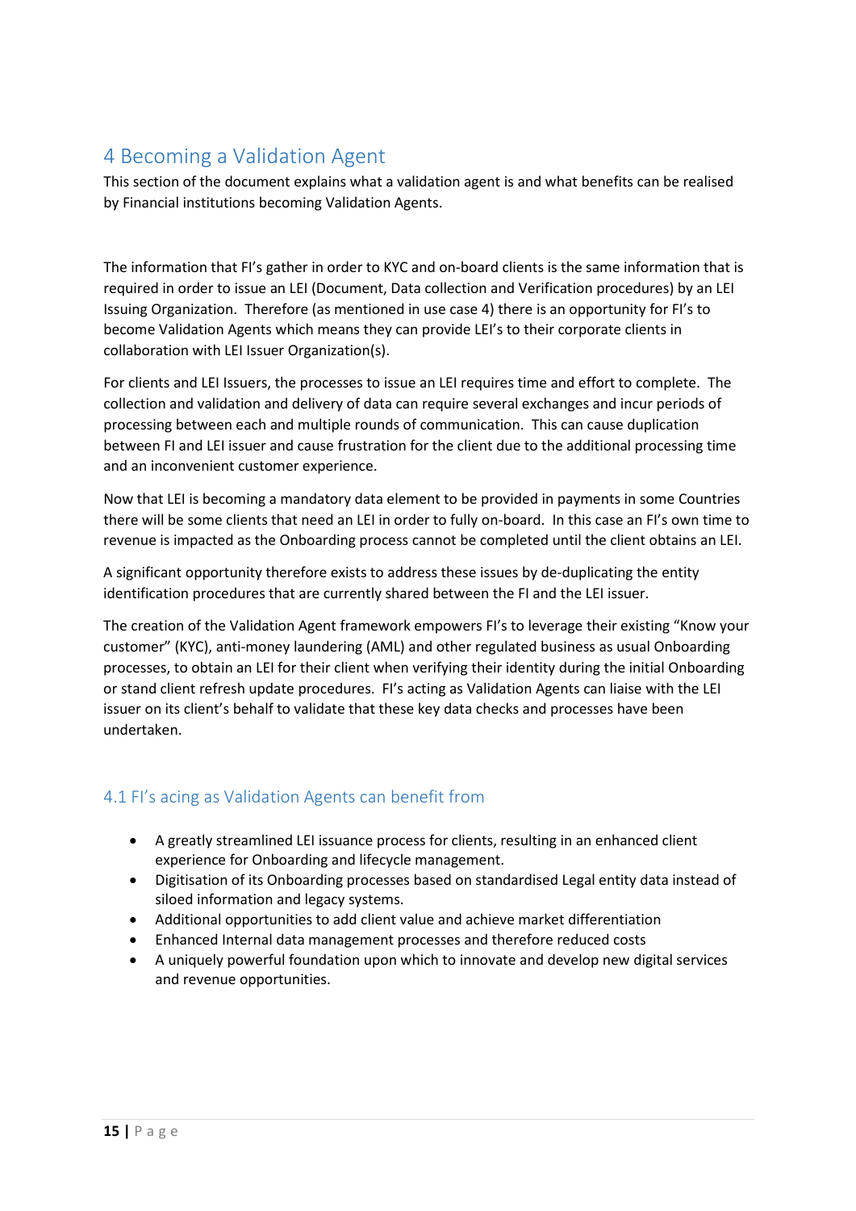# 4 Becoming a Validation Agent

This section of the document explains what a validation agent is and what benefits can be realised by Financial institutions becoming Validation Agents.

The information that FI's gather in order to KYC and on-board clients is the same information that is required in order to issue an LEI (Document, Data collection and Verification procedures) by an LEI Issuing Organization. Therefore (as mentioned in use case 4) there is an opportunity for FI's to become Validation Agents which means they can provide LEI's to their corporate clients in collaboration with LEI Issuer Organization(s).

For clients and LEI Issuers, the processes to issue an LEI requires time and effort to complete. The collection and validation and delivery of data can require several exchanges and incur periods of processing between each and multiple rounds of communication. This can cause duplication between FI and LEI issuer and cause frustration for the client due to the additional processing time and an inconvenient customer experience.

Now that LEI is becoming a mandatory data element to be provided in payments in some Countries there will be some clients that need an LEI in order to fully on-board. In this case an FI's own time to revenue is impacted as the Onboarding process cannot be completed until the client obtains an LEI.

A significant opportunity therefore exists to address these issues by de-duplicating the entity identification procedures that are currently shared between the FI and the LEI issuer.

The creation of the Validation Agent framework empowers FI's to leverage their existing "Know your customer" (KYC), anti-money laundering (AML) and other regulated business as usual Onboarding processes, to obtain an LEI for their client when verifying their identity during the initial Onboarding or stand client refresh update procedures. FI's acting as Validation Agents can liaise with the LEI issuer on its client's behalf to validate that these key data checks and processes have been undertaken.

## 4.1 FI's acing as Validation Agents can benefit from

- A greatly streamlined LEI issuance process for clients, resulting in an enhanced client experience for Onboarding and lifecycle management.
- Digitisation of its Onboarding processes based on standardised Legal entity data instead of siloed information and legacy systems.
- Additional opportunities to add client value and achieve market differentiation
- Enhanced Internal data management processes and therefore reduced costs
- A uniquely powerful foundation upon which to innovate and develop new digital services and revenue opportunities.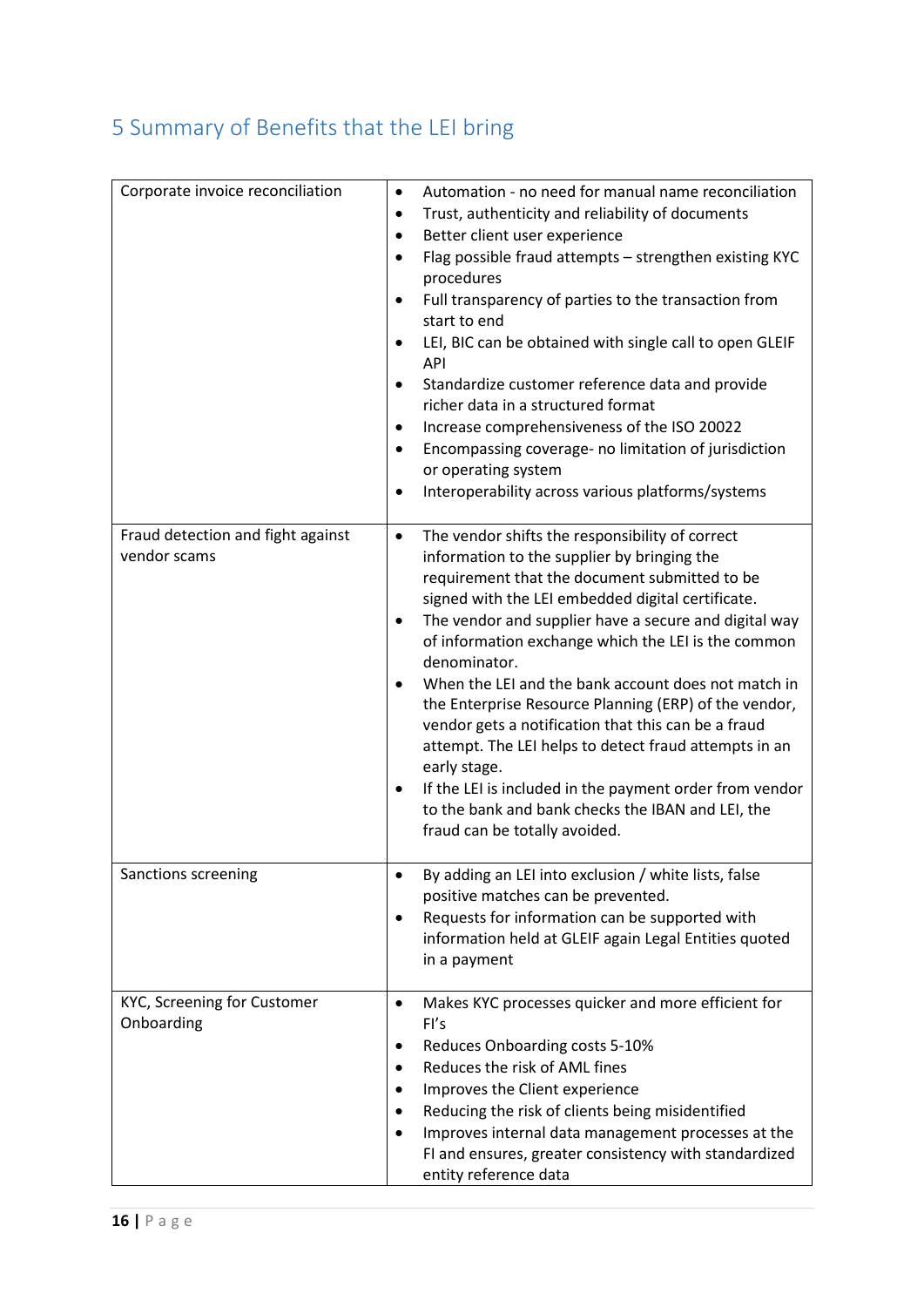## 5 Summary of Benefits that the LEI bring

| | |
|---|---|
| Corporate invoice reconciliation | • Automation - no need for manual name reconciliation<br>• Trust, authenticity and reliability of documents<br>• Better client user experience<br>• Flag possible fraud attempts – strengthen existing KYC procedures<br>• Full transparency of parties to the transaction from start to end<br>• LEI, BIC can be obtained with single call to open GLEIF API<br>• Standardize customer reference data and provide richer data in a structured format<br>• Increase comprehensiveness of the ISO 20022<br>• Encompassing coverage- no limitation of jurisdiction or operating system<br>• Interoperability across various platforms/systems |
| Fraud detection and fight against vendor scams | • The vendor shifts the responsibility of correct information to the supplier by bringing the requirement that the document submitted to be signed with the LEI embedded digital certificate.<br>• The vendor and supplier have a secure and digital way of information exchange which the LEI is the common denominator.<br>• When the LEI and the bank account does not match in the Enterprise Resource Planning (ERP) of the vendor, vendor gets a notification that this can be a fraud attempt. The LEI helps to detect fraud attempts in an early stage.<br>• If the LEI is included in the payment order from vendor to the bank and bank checks the IBAN and LEI, the fraud can be totally avoided. |
| Sanctions screening | • By adding an LEI into exclusion / white lists, false positive matches can be prevented.<br>• Requests for information can be supported with information held at GLEIF again Legal Entities quoted in a payment |
| KYC, Screening for Customer Onboarding | • Makes KYC processes quicker and more efficient for FI's<br>• Reduces Onboarding costs 5-10%<br>• Reduces the risk of AML fines<br>• Improves the Client experience<br>• Reducing the risk of clients being misidentified<br>• Improves internal data management processes at the FI and ensures, greater consistency with standardized entity reference data |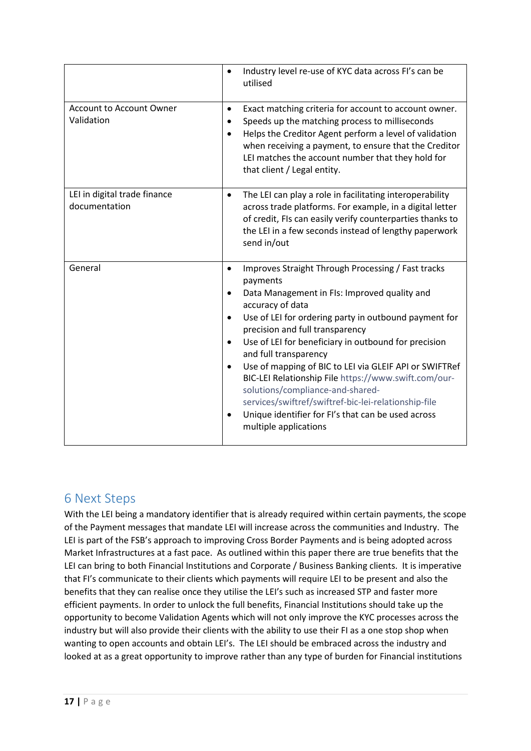| | |
|---|---|
| | • Industry level re-use of KYC data across FI's can be utilised |
| Account to Account Owner Validation | • Exact matching criteria for account to account owner.<br>• Speeds up the matching process to milliseconds<br>• Helps the Creditor Agent perform a level of validation when receiving a payment, to ensure that the Creditor LEI matches the account number that they hold for that client / Legal entity. |
| LEI in digital trade finance documentation | • The LEI can play a role in facilitating interoperability across trade platforms. For example, in a digital letter of credit, FIs can easily verify counterparties thanks to the LEI in a few seconds instead of lengthy paperwork send in/out |
| General | • Improves Straight Through Processing / Fast tracks payments<br>• Data Management in FIs: Improved quality and accuracy of data<br>• Use of LEI for ordering party in outbound payment for precision and full transparency<br>• Use of LEI for beneficiary in outbound for precision and full transparency<br>• Use of mapping of BIC to LEI via GLEIF API or SWIFTRef BIC-LEI Relationship File https://www.swift.com/our-solutions/compliance-and-shared-services/swiftref/swiftref-bic-lei-relationship-file<br>• Unique identifier for FI's that can be used across multiple applications |

# 6 Next Steps

With the LEI being a mandatory identifier that is already required within certain payments, the scope of the Payment messages that mandate LEI will increase across the communities and Industry. The LEI is part of the FSB's approach to improving Cross Border Payments and is being adopted across Market Infrastructures at a fast pace. As outlined within this paper there are true benefits that the LEI can bring to both Financial Institutions and Corporate / Business Banking clients. It is imperative that FI's communicate to their clients which payments will require LEI to be present and also the benefits that they can realise once they utilise the LEI's such as increased STP and faster more efficient payments. In order to unlock the full benefits, Financial Institutions should take up the opportunity to become Validation Agents which will not only improve the KYC processes across the industry but will also provide their clients with the ability to use their FI as a one stop shop when wanting to open accounts and obtain LEI's. The LEI should be embraced across the industry and looked at as a great opportunity to improve rather than any type of burden for Financial institutions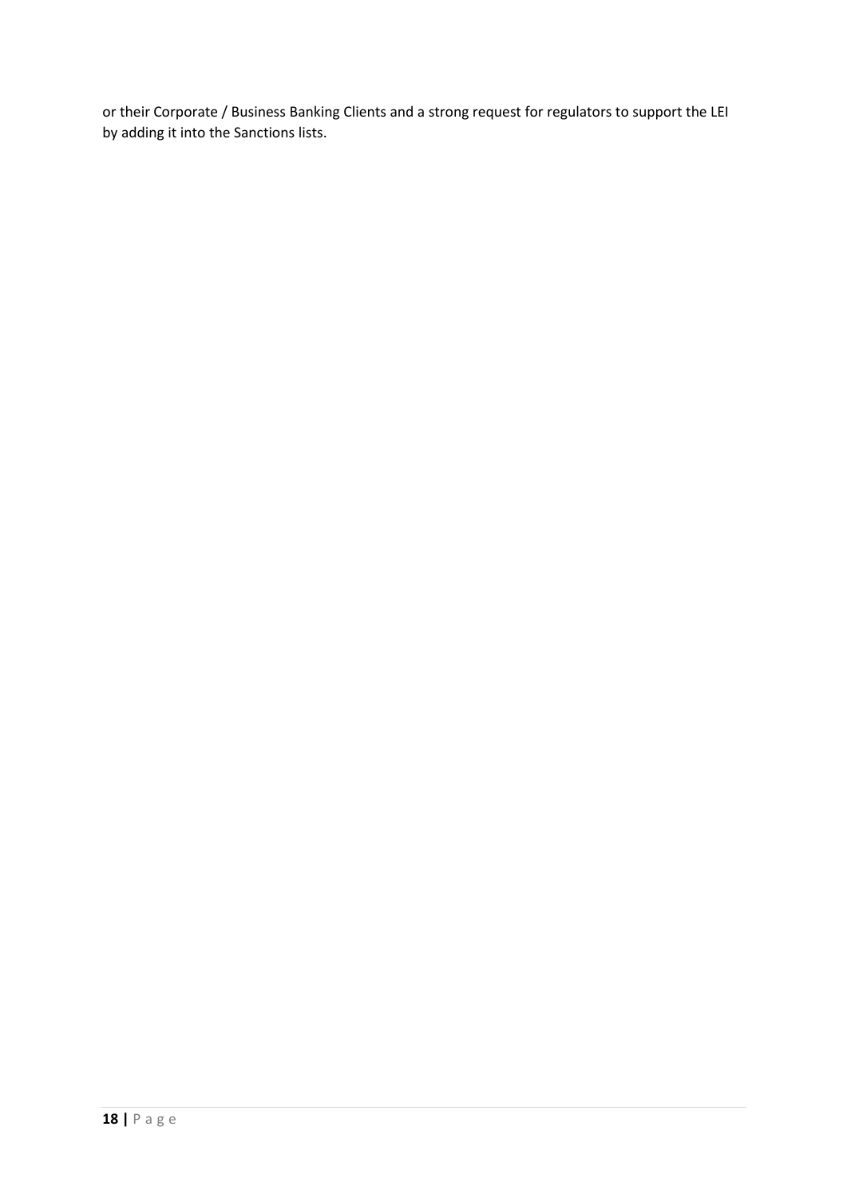or their Corporate / Business Banking Clients and a strong request for regulators to support the LEI by adding it into the Sanctions lists.